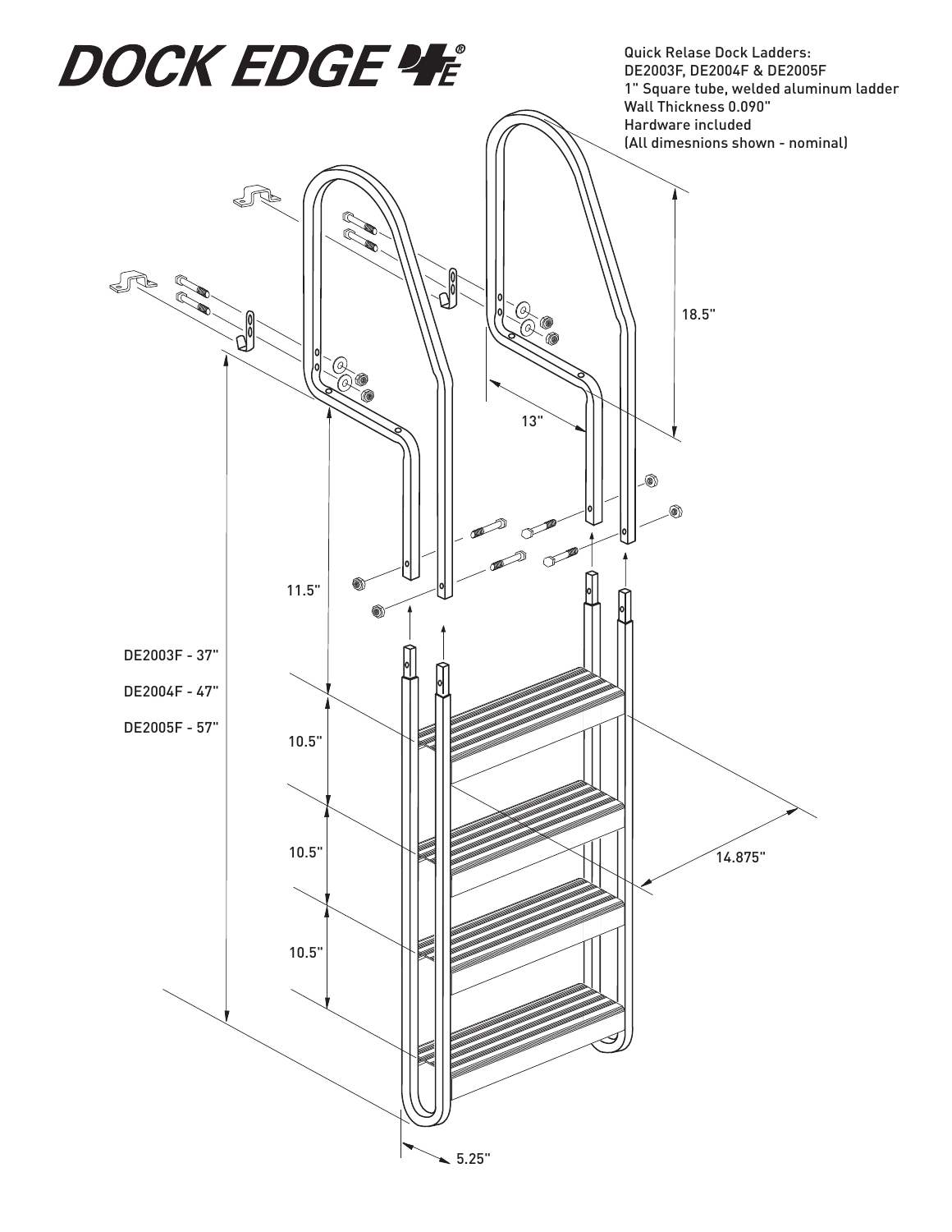# DOCK EDGE

Quick Relase Dock Ladders:
DE2003F, DE2004F & DE2005F
1" Square tube, welded aluminum ladder
Wall Thickness 0.090"
Hardware included
(All dimesnions shown - nominal)

18.5"

13"

11.5"

DE2003F - 37"

DE2004F - 47"

DE2005F - 57"

10.5"

10.5"

10.5"

14.875"

5.25"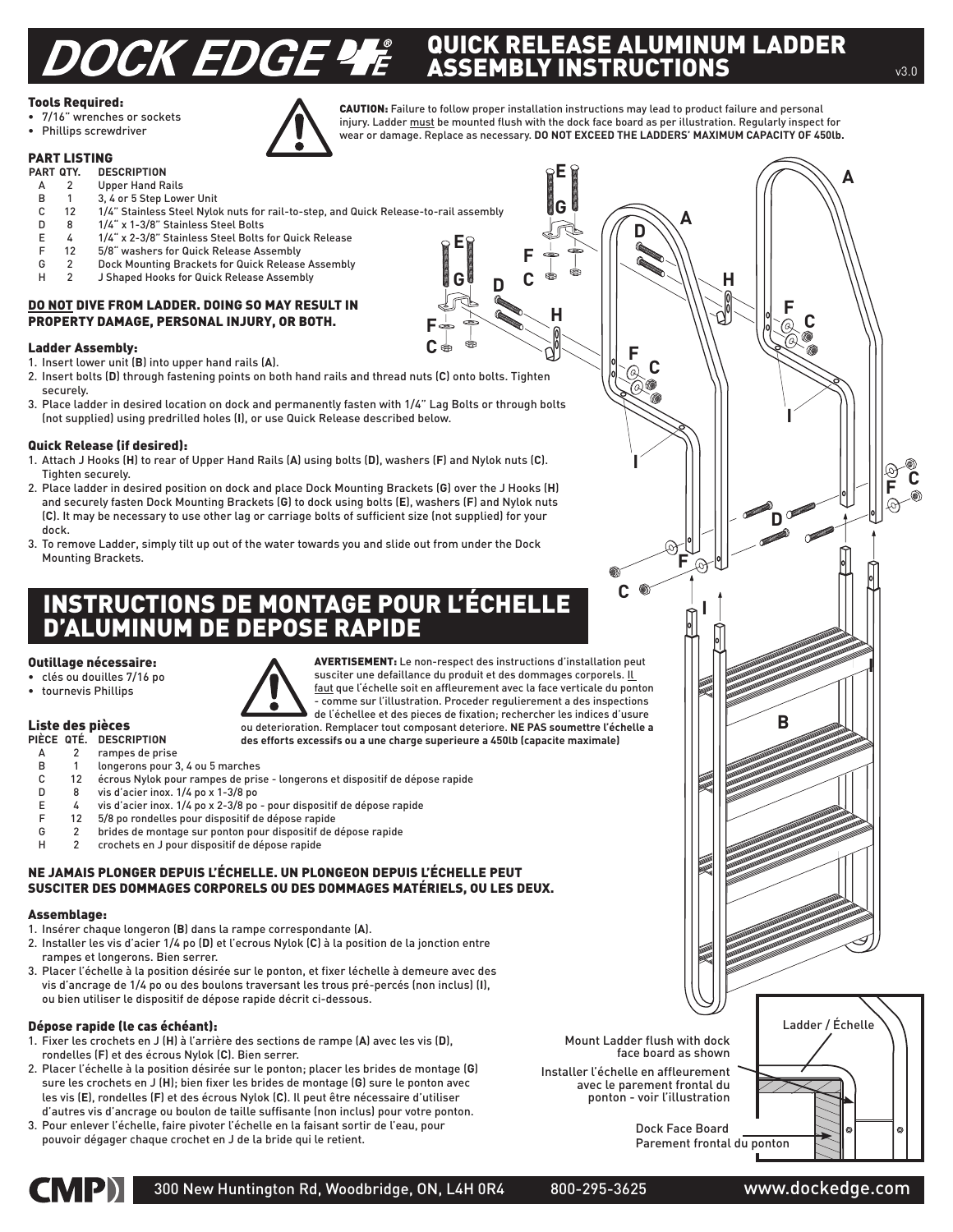# DOCK EDGE — QUICK RELEASE ALUMINUM LADDER ASSEMBLY INSTRUCTIONS

v3.0

**Tools Required:**
- 7/16" wrenches or sockets
- Phillips screwdriver

**CAUTION:** Failure to follow proper installation instructions may lead to product failure and personal injury. Ladder must be mounted flush with the dock face board as per illustration. Regularly inspect for wear or damage. Replace as necessary. **DO NOT EXCEED THE LADDERS' MAXIMUM CAPACITY OF 450lb.**

### PART LISTING

| PART | QTY. | DESCRIPTION |
|---|---|---|
| A | 2 | Upper Hand Rails |
| B | 1 | 3, 4 or 5 Step Lower Unit |
| C | 12 | 1/4" Stainless Steel Nylok nuts for rail-to-step, and Quick Release-to-rail assembly |
| D | 8 | 1/4" x 1-3/8" Stainless Steel Bolts |
| E | 4 | 1/4" x 2-3/8" Stainless Steel Bolts for Quick Release |
| F | 12 | 5/8" washers for Quick Release Assembly |
| G | 2 | Dock Mounting Brackets for Quick Release Assembly |
| H | 2 | J Shaped Hooks for Quick Release Assembly |

**DO NOT DIVE FROM LADDER. DOING SO MAY RESULT IN PROPERTY DAMAGE, PERSONAL INJURY, OR BOTH.**

### Ladder Assembly:

1. Insert lower unit (**B**) into upper hand rails (**A**).
2. Insert bolts (**D**) through fastening points on both hand rails and thread nuts (**C**) onto bolts. Tighten securely.
3. Place ladder in desired location on dock and permanently fasten with 1/4" Lag Bolts or through bolts (not supplied) using predrilled holes (**I**), or use Quick Release described below.

### Quick Release (if desired):

1. Attach J Hooks (**H**) to rear of Upper Hand Rails (**A**) using bolts (**D**), washers (**F**) and Nylok nuts (**C**). Tighten securely.
2. Place ladder in desired position on dock and place Dock Mounting Brackets (**G**) over the J Hooks (**H**) and securely fasten Dock Mounting Brackets (**G**) to dock using bolts (**E**), washers (**F**) and Nylok nuts (**C**). It may be necessary to use other lag or carriage bolts of sufficient size (not supplied) for your dock.
3. To remove Ladder, simply tilt up out of the water towards you and slide out from under the Dock Mounting Brackets.

## INSTRUCTIONS DE MONTAGE POUR L'ÉCHELLE D'ALUMINUM DE DEPOSE RAPIDE

**Outillage nécessaire:**
- clés ou douilles 7/16 po
- tournevis Phillips

**AVERTISSEMENT:** Le non-respect des instructions d'installation peut susciter une defaillance du produit et des dommages corporels. Il faut que l'échelle soit en affleurement avec la face verticale du ponton - comme sur l'illustration. Proceder regulierement a des inspections de l'échellee et des pieces de fixation; rechercher les indices d'usure ou deterioration. Remplacer tout composant deteriore. **NE PAS soumettre l'échelle a des efforts excessifs ou a une charge superieure a 450lb (capacite maximale)**

### Liste des pièces

| PIÈCE | QTÉ. | DESCRIPTION |
|---|---|---|
| A | 2 | rampes de prise |
| B | 1 | longerons pour 3, 4 ou 5 marches |
| C | 12 | écrous Nylok pour rampes de prise - longerons et dispositif de dépose rapide |
| D | 8 | vis d'acier inox. 1/4 po x 1-3/8 po |
| E | 4 | vis d'acier inox. 1/4 po x 2-3/8 po - pour dispositif de dépose rapide |
| F | 12 | 5/8 po rondelles pour dispositif de dépose rapide |
| G | 2 | brides de montage sur ponton pour dispositif de dépose rapide |
| H | 2 | crochets en J pour dispositif de dépose rapide |

**NE JAMAIS PLONGER DEPUIS L'ÉCHELLE. UN PLONGEON DEPUIS L'ÉCHELLE PEUT SUSCITER DES DOMMAGES CORPORELS OU DES DOMMAGES MATÉRIELS, OU LES DEUX.**

### Assemblage:

1. Insérer chaque longeron (**B**) dans la rampe correspondante (**A**).
2. Installer les vis d'acier 1/4 po (**D**) et l'ecrous Nylok (**C**) à la position de la jonction entre rampes et longerons. Bien serrer.
3. Placer l'échelle à la position désirée sur le ponton, et fixer léchelle à demeure avec des vis d'ancrage de 1/4 po ou des boulons traversant les trous pré-percés (non inclus) (**I**), ou bien utiliser le dispositif de dépose rapide décrit ci-dessous.

### Dépose rapide (le cas échéant):

1. Fixer les crochets en J (**H**) à l'arrière des sections de rampe (**A**) avec les vis (**D**), rondelles (**F**) et des écrous Nylok (**C**). Bien serrer.
2. Placer l'échelle à la position désirée sur le ponton; placer les brides de montage (**G**) sure les crochets en J (**H**); bien fixer les brides de montage (**G**) sure le ponton avec les vis (**E**), rondelles (**F**) et des écrous Nylok (**C**). Il peut être nécessaire d'utiliser d'autres vis d'ancrage ou boulon de taille suffisante (non inclus) pour votre ponton.
3. Pour enlever l'échelle, faire pivoter l'échelle en la faisant sortir de l'eau, pour pouvoir dégager chaque crochet en J de la bride qui le retient.

Mount Ladder flush with dock face board as shown

Installer l'échelle en affleurement avec le parement frontal du ponton - voir l'illustration

Ladder / Échelle

Dock Face Board
Parement frontal du ponton

CMP — 300 New Huntington Rd, Woodbridge, ON, L4H 0R4 — 800-295-3625 — www.dockedge.com